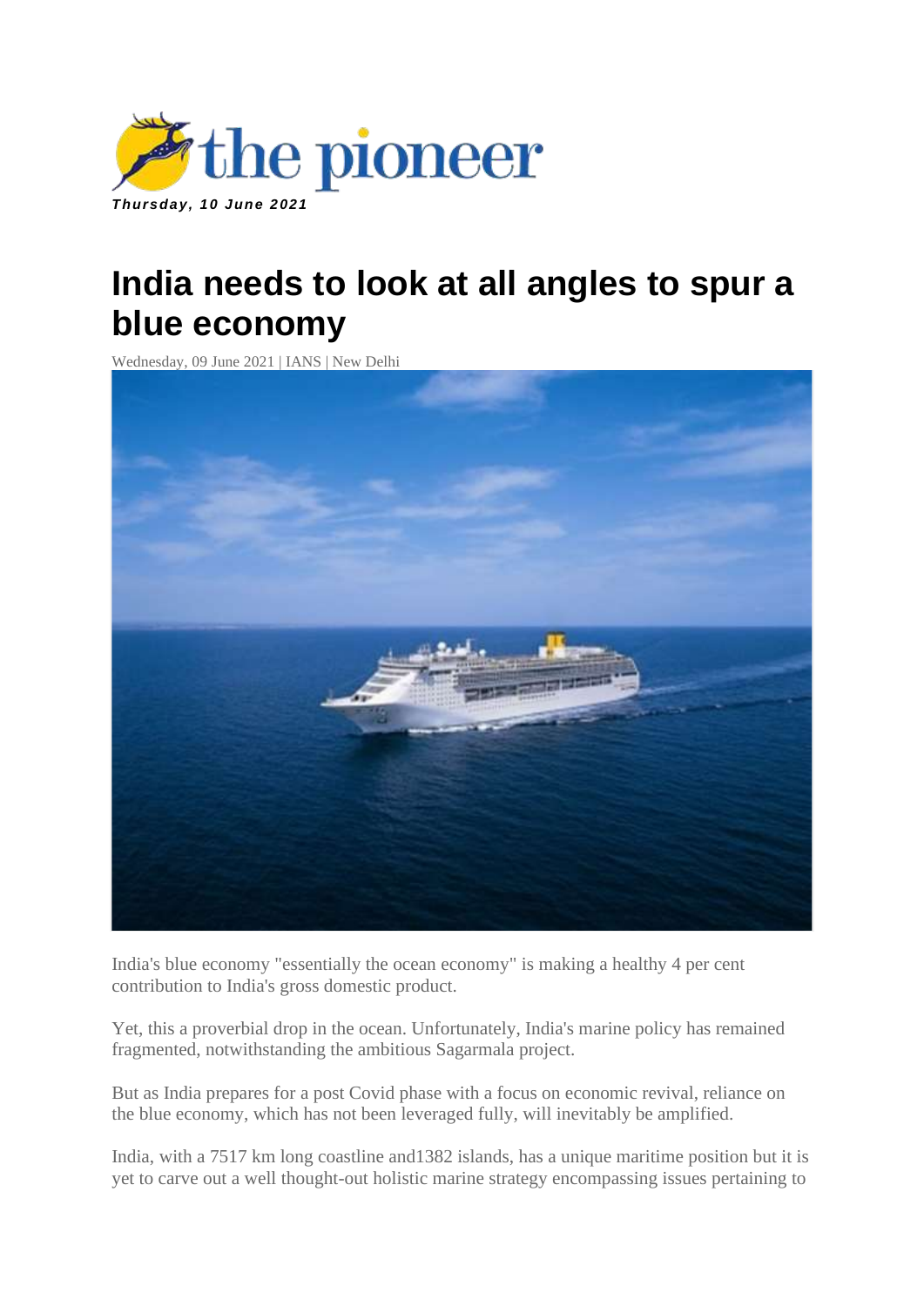the pioneer

***Thursday, 10 June 2021***

# India needs to look at all angles to spur a blue economy

Wednesday, 09 June 2021 | IANS | New Delhi

India's blue economy "essentially the ocean economy" is making a healthy 4 per cent contribution to India's gross domestic product.

Yet, this a proverbial drop in the ocean. Unfortunately, India's marine policy has remained fragmented, notwithstanding the ambitious Sagarmala project.

But as India prepares for a post Covid phase with a focus on economic revival, reliance on the blue economy, which has not been leveraged fully, will inevitably be amplified.

India, with a 7517 km long coastline and1382 islands, has a unique maritime position but it is yet to carve out a well thought-out holistic marine strategy encompassing issues pertaining to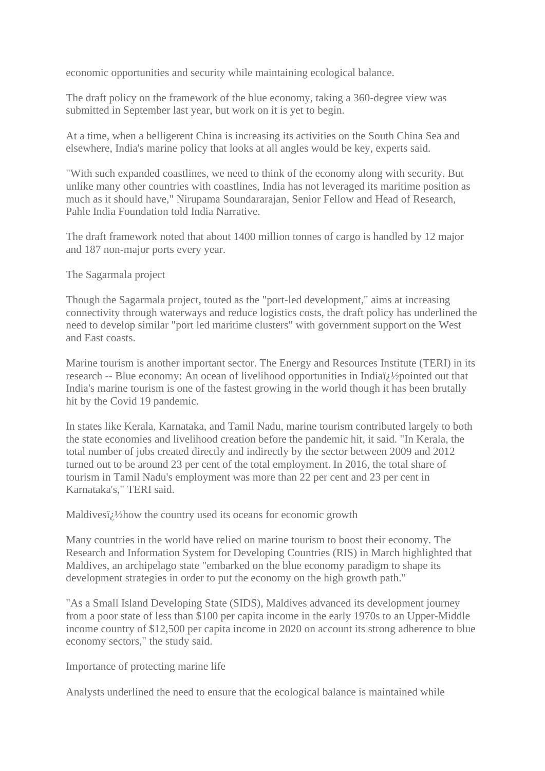economic opportunities and security while maintaining ecological balance.

The draft policy on the framework of the blue economy, taking a 360-degree view was submitted in September last year, but work on it is yet to begin.

At a time, when a belligerent China is increasing its activities on the South China Sea and elsewhere, India's marine policy that looks at all angles would be key, experts said.

"With such expanded coastlines, we need to think of the economy along with security. But unlike many other countries with coastlines, India has not leveraged its maritime position as much as it should have," Nirupama Soundararajan, Senior Fellow and Head of Research, Pahle India Foundation told India Narrative.

The draft framework noted that about 1400 million tonnes of cargo is handled by 12 major and 187 non-major ports every year.

## The Sagarmala project

Though the Sagarmala project, touted as the "port-led development," aims at increasing connectivity through waterways and reduce logistics costs, the draft policy has underlined the need to develop similar "port led maritime clusters" with government support on the West and East coasts.

Marine tourism is another important sector. The Energy and Resources Institute (TERI) in its research -- Blue economy: An ocean of livelihood opportunities in Indiaï¿½pointed out that India's marine tourism is one of the fastest growing in the world though it has been brutally hit by the Covid 19 pandemic.

In states like Kerala, Karnataka, and Tamil Nadu, marine tourism contributed largely to both the state economies and livelihood creation before the pandemic hit, it said. "In Kerala, the total number of jobs created directly and indirectly by the sector between 2009 and 2012 turned out to be around 23 per cent of the total employment. In 2016, the total share of tourism in Tamil Nadu's employment was more than 22 per cent and 23 per cent in Karnataka's," TERI said.

## Maldivesï¿½how the country used its oceans for economic growth

Many countries in the world have relied on marine tourism to boost their economy. The Research and Information System for Developing Countries (RIS) in March highlighted that Maldives, an archipelago state "embarked on the blue economy paradigm to shape its development strategies in order to put the economy on the high growth path."

"As a Small Island Developing State (SIDS), Maldives advanced its development journey from a poor state of less than $100 per capita income in the early 1970s to an Upper-Middle income country of $12,500 per capita income in 2020 on account its strong adherence to blue economy sectors," the study said.

## Importance of protecting marine life

Analysts underlined the need to ensure that the ecological balance is maintained while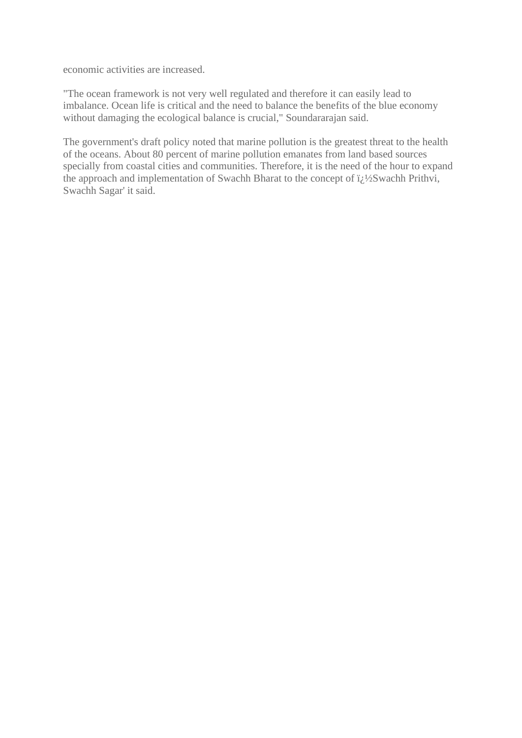economic activities are increased.

"The ocean framework is not very well regulated and therefore it can easily lead to imbalance. Ocean life is critical and the need to balance the benefits of the blue economy without damaging the ecological balance is crucial," Soundararajan said.

The government's draft policy noted that marine pollution is the greatest threat to the health of the oceans. About 80 percent of marine pollution emanates from land based sources specially from coastal cities and communities. Therefore, it is the need of the hour to expand the approach and implementation of Swachh Bharat to the concept of ï¿½Swachh Prithvi, Swachh Sagar' it said.